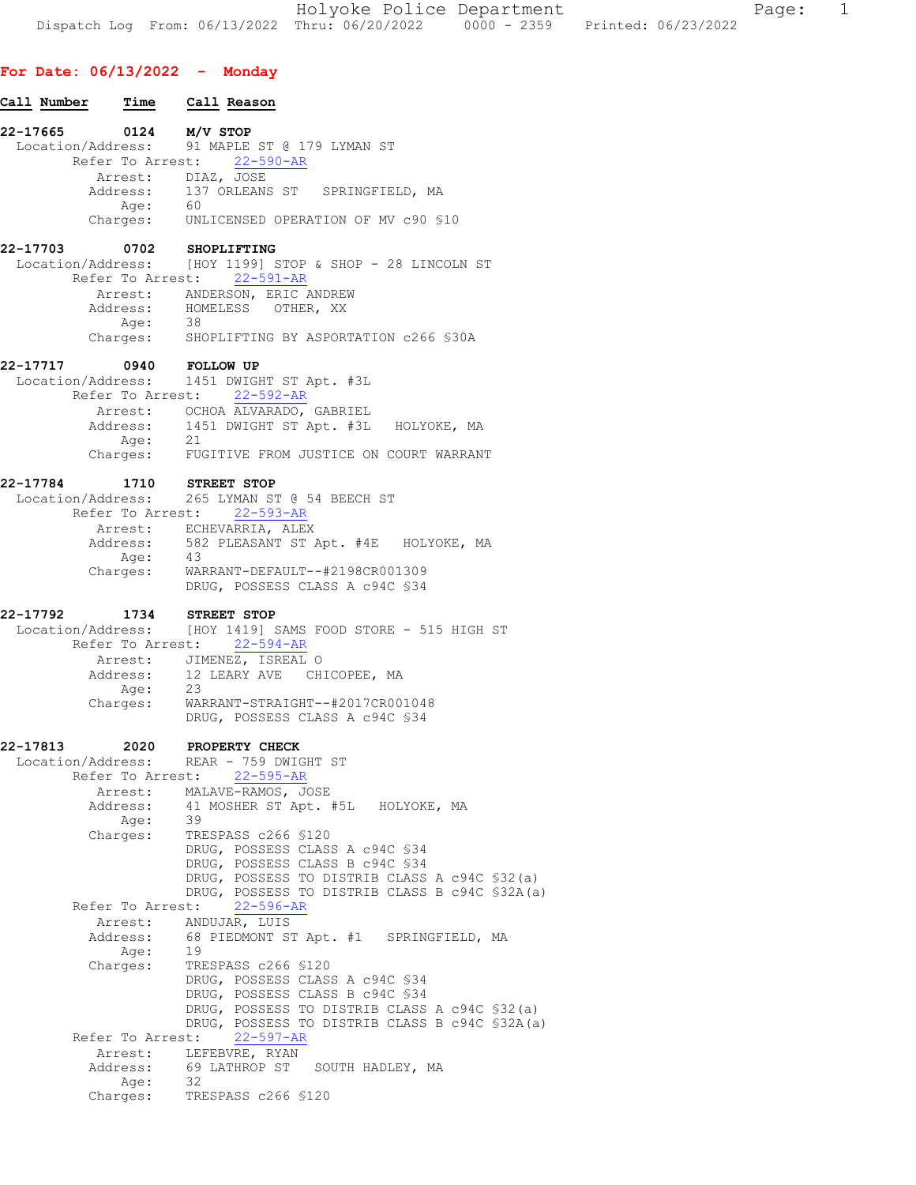## For Date: 06/13/2022 - Monday

**Call Number** | **Time** | **Call Reason**

**22-17665 0124 M/V STOP**
Location/Address: 91 MAPLE ST @ 179 LYMAN ST
Refer To Arrest: 22-590-AR
Arrest: DIAZ, JOSE
Address: 137 ORLEANS ST SPRINGFIELD, MA
Age: 60
Charges: UNLICENSED OPERATION OF MV c90 §10

**22-17703 0702 SHOPLIFTING**
Location/Address: [HOY 1199] STOP & SHOP - 28 LINCOLN ST
Refer To Arrest: 22-591-AR
Arrest: ANDERSON, ERIC ANDREW
Address: HOMELESS OTHER, XX
Age: 38
Charges: SHOPLIFTING BY ASPORTATION c266 §30A

**22-17717 0940 FOLLOW UP**
Location/Address: 1451 DWIGHT ST Apt. #3L
Refer To Arrest: 22-592-AR
Arrest: OCHOA ALVARADO, GABRIEL
Address: 1451 DWIGHT ST Apt. #3L HOLYOKE, MA
Age: 21
Charges: FUGITIVE FROM JUSTICE ON COURT WARRANT

**22-17784 1710 STREET STOP**
Location/Address: 265 LYMAN ST @ 54 BEECH ST
Refer To Arrest: 22-593-AR
Arrest: ECHEVARRIA, ALEX
Address: 582 PLEASANT ST Apt. #4E HOLYOKE, MA
Age: 43
Charges: WARRANT-DEFAULT--#2198CR001309
DRUG, POSSESS CLASS A c94C §34

**22-17792 1734 STREET STOP**
Location/Address: [HOY 1419] SAMS FOOD STORE - 515 HIGH ST
Refer To Arrest: 22-594-AR
Arrest: JIMENEZ, ISREAL O
Address: 12 LEARY AVE CHICOPEE, MA
Age: 23
Charges: WARRANT-STRAIGHT--#2017CR001048
DRUG, POSSESS CLASS A c94C §34

**22-17813 2020 PROPERTY CHECK**
Location/Address: REAR - 759 DWIGHT ST
Refer To Arrest: 22-595-AR
Arrest: MALAVE-RAMOS, JOSE
Address: 41 MOSHER ST Apt. #5L HOLYOKE, MA
Age: 39
Charges: TRESPASS c266 §120
DRUG, POSSESS CLASS A c94C §34
DRUG, POSSESS CLASS B c94C §34
DRUG, POSSESS TO DISTRIB CLASS A c94C §32(a)
DRUG, POSSESS TO DISTRIB CLASS B c94C §32A(a)
Refer To Arrest: 22-596-AR
Arrest: ANDUJAR, LUIS
Address: 68 PIEDMONT ST Apt. #1 SPRINGFIELD, MA
Age: 19
Charges: TRESPASS c266 §120
DRUG, POSSESS CLASS A c94C §34
DRUG, POSSESS CLASS B c94C §34
DRUG, POSSESS TO DISTRIB CLASS A c94C §32(a)
DRUG, POSSESS TO DISTRIB CLASS B c94C §32A(a)
Refer To Arrest: 22-597-AR
Arrest: LEFEBVRE, RYAN
Address: 69 LATHROP ST SOUTH HADLEY, MA
Age: 32
Charges: TRESPASS c266 §120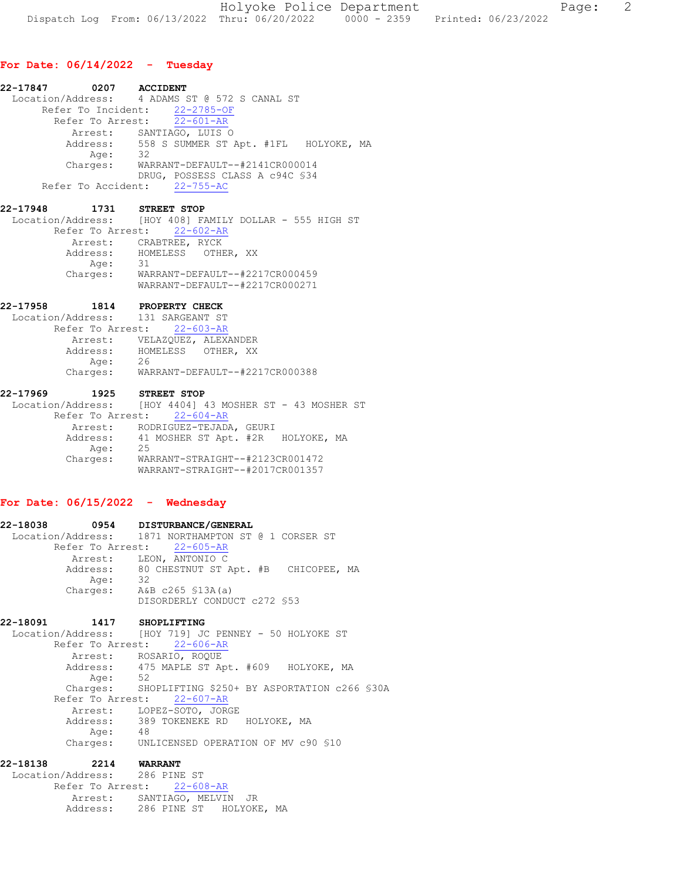## For Date: 06/14/2022 - Tuesday

**22-17847 0207 ACCIDENT**

Location/Address: 4 ADAMS ST @ 572 S CANAL ST
Refer To Incident: 22-2785-OF
Refer To Arrest: 22-601-AR
Arrest: SANTIAGO, LUIS O
Address: 558 S SUMMER ST Apt. #1FL HOLYOKE, MA
Age: 32
Charges: WARRANT-DEFAULT--#2141CR000014
DRUG, POSSESS CLASS A c94C §34
Refer To Accident: 22-755-AC

**22-17948 1731 STREET STOP**

Location/Address: [HOY 408] FAMILY DOLLAR - 555 HIGH ST
Refer To Arrest: 22-602-AR
Arrest: CRABTREE, RYCK
Address: HOMELESS OTHER, XX
Age: 31
Charges: WARRANT-DEFAULT--#2217CR000459
WARRANT-DEFAULT--#2217CR000271

**22-17958 1814 PROPERTY CHECK**

Location/Address: 131 SARGEANT ST
Refer To Arrest: 22-603-AR
Arrest: VELAZQUEZ, ALEXANDER
Address: HOMELESS OTHER, XX
Age: 26
Charges: WARRANT-DEFAULT--#2217CR000388

**22-17969 1925 STREET STOP**

Location/Address: [HOY 4404] 43 MOSHER ST - 43 MOSHER ST
Refer To Arrest: 22-604-AR
Arrest: RODRIGUEZ-TEJADA, GEURI
Address: 41 MOSHER ST Apt. #2R HOLYOKE, MA
Age: 25
Charges: WARRANT-STRAIGHT--#2123CR001472
WARRANT-STRAIGHT--#2017CR001357

## For Date: 06/15/2022 - Wednesday

**22-18038 0954 DISTURBANCE/GENERAL**

Location/Address: 1871 NORTHAMPTON ST @ 1 CORSER ST
Refer To Arrest: 22-605-AR
Arrest: LEON, ANTONIO C
Address: 80 CHESTNUT ST Apt. #B CHICOPEE, MA
Age: 32
Charges: A&B c265 §13A(a)
DISORDERLY CONDUCT c272 §53

**22-18091 1417 SHOPLIFTING**

Location/Address: [HOY 719] JC PENNEY - 50 HOLYOKE ST
Refer To Arrest: 22-606-AR
Arrest: ROSARIO, ROQUE
Address: 475 MAPLE ST Apt. #609 HOLYOKE, MA
Age: 52
Charges: SHOPLIFTING $250+ BY ASPORTATION c266 §30A
Refer To Arrest: 22-607-AR
Arrest: LOPEZ-SOTO, JORGE
Address: 389 TOKENEKE RD HOLYOKE, MA
Age: 48
Charges: UNLICENSED OPERATION OF MV c90 §10

**22-18138 2214 WARRANT**

Location/Address: 286 PINE ST
Refer To Arrest: 22-608-AR
Arrest: SANTIAGO, MELVIN JR
Address: 286 PINE ST HOLYOKE, MA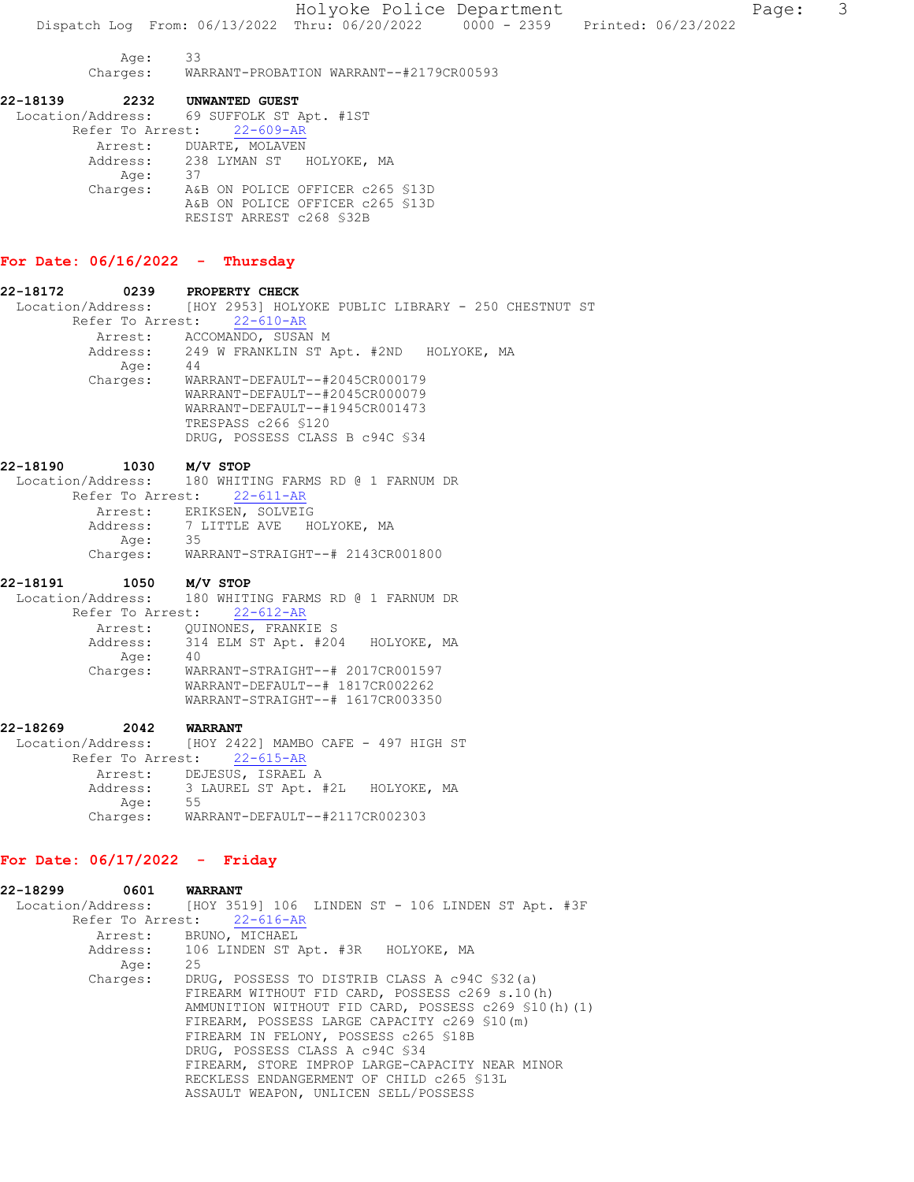Age: 33
Charges: WARRANT-PROBATION WARRANT--#2179CR00593

**22-18139 2232 UNWANTED GUEST**

Location/Address: 69 SUFFOLK ST Apt. #1ST
Refer To Arrest: 22-609-AR
Arrest: DUARTE, MOLAVEN
Address: 238 LYMAN ST HOLYOKE, MA
Age: 37
Charges: A&B ON POLICE OFFICER c265 §13D
A&B ON POLICE OFFICER c265 §13D
RESIST ARREST c268 §32B

## For Date: 06/16/2022 - Thursday

**22-18172 0239 PROPERTY CHECK**

Location/Address: [HOY 2953] HOLYOKE PUBLIC LIBRARY - 250 CHESTNUT ST
Refer To Arrest: 22-610-AR
Arrest: ACCOMANDO, SUSAN M
Address: 249 W FRANKLIN ST Apt. #2ND HOLYOKE, MA
Age: 44
Charges: WARRANT-DEFAULT--#2045CR000179
WARRANT-DEFAULT--#2045CR000079
WARRANT-DEFAULT--#1945CR001473
TRESPASS c266 §120
DRUG, POSSESS CLASS B c94C §34

**22-18190 1030 M/V STOP**

Location/Address: 180 WHITING FARMS RD @ 1 FARNUM DR
Refer To Arrest: 22-611-AR
Arrest: ERIKSEN, SOLVEIG
Address: 7 LITTLE AVE HOLYOKE, MA
Age: 35
Charges: WARRANT-STRAIGHT--# 2143CR001800

**22-18191 1050 M/V STOP**

Location/Address: 180 WHITING FARMS RD @ 1 FARNUM DR
Refer To Arrest: 22-612-AR
Arrest: QUINONES, FRANKIE S
Address: 314 ELM ST Apt. #204 HOLYOKE, MA
Age: 40
Charges: WARRANT-STRAIGHT--# 2017CR001597
WARRANT-DEFAULT--# 1817CR002262
WARRANT-STRAIGHT--# 1617CR003350

**22-18269 2042 WARRANT**

Location/Address: [HOY 2422] MAMBO CAFE - 497 HIGH ST
Refer To Arrest: 22-615-AR
Arrest: DEJESUS, ISRAEL A
Address: 3 LAUREL ST Apt. #2L HOLYOKE, MA
Age: 55
Charges: WARRANT-DEFAULT--#2117CR002303

## For Date: 06/17/2022 - Friday

**22-18299 0601 WARRANT**

Location/Address: [HOY 3519] 106 LINDEN ST - 106 LINDEN ST Apt. #3F
Refer To Arrest: 22-616-AR
Arrest: BRUNO, MICHAEL
Address: 106 LINDEN ST Apt. #3R HOLYOKE, MA
Age: 25
Charges: DRUG, POSSESS TO DISTRIB CLASS A c94C §32(a)
FIREARM WITHOUT FID CARD, POSSESS c269 s.10(h)
AMMUNITION WITHOUT FID CARD, POSSESS c269 §10(h)(1)
FIREARM, POSSESS LARGE CAPACITY c269 §10(m)
FIREARM IN FELONY, POSSESS c265 §18B
DRUG, POSSESS CLASS A c94C §34
FIREARM, STORE IMPROP LARGE-CAPACITY NEAR MINOR
RECKLESS ENDANGERMENT OF CHILD c265 §13L
ASSAULT WEAPON, UNLICEN SELL/POSSESS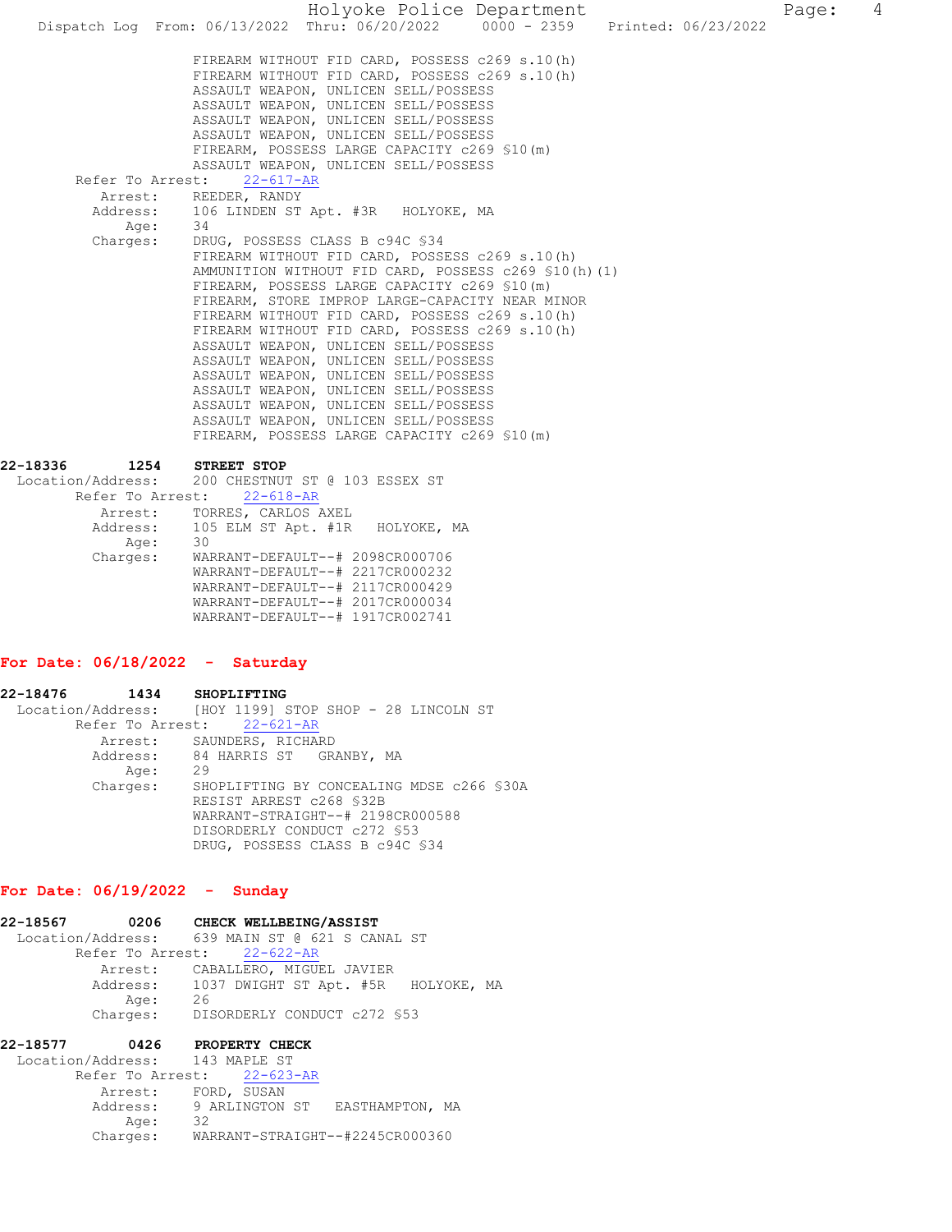FIREARM WITHOUT FID CARD, POSSESS c269 s.10(h)
FIREARM WITHOUT FID CARD, POSSESS c269 s.10(h)
ASSAULT WEAPON, UNLICEN SELL/POSSESS
ASSAULT WEAPON, UNLICEN SELL/POSSESS
ASSAULT WEAPON, UNLICEN SELL/POSSESS
ASSAULT WEAPON, UNLICEN SELL/POSSESS
FIREARM, POSSESS LARGE CAPACITY c269 §10(m)
ASSAULT WEAPON, UNLICEN SELL/POSSESS

Refer To Arrest: 22-617-AR
Arrest: REEDER, RANDY
Address: 106 LINDEN ST Apt. #3R HOLYOKE, MA
Age: 34
Charges: DRUG, POSSESS CLASS B c94C §34
FIREARM WITHOUT FID CARD, POSSESS c269 s.10(h)
AMMUNITION WITHOUT FID CARD, POSSESS c269 §10(h)(1)
FIREARM, POSSESS LARGE CAPACITY c269 §10(m)
FIREARM, STORE IMPROP LARGE-CAPACITY NEAR MINOR
FIREARM WITHOUT FID CARD, POSSESS c269 s.10(h)
FIREARM WITHOUT FID CARD, POSSESS c269 s.10(h)
ASSAULT WEAPON, UNLICEN SELL/POSSESS
ASSAULT WEAPON, UNLICEN SELL/POSSESS
ASSAULT WEAPON, UNLICEN SELL/POSSESS
ASSAULT WEAPON, UNLICEN SELL/POSSESS
ASSAULT WEAPON, UNLICEN SELL/POSSESS
ASSAULT WEAPON, UNLICEN SELL/POSSESS
FIREARM, POSSESS LARGE CAPACITY c269 §10(m)

**22-18336 1254 STREET STOP**
Location/Address: 200 CHESTNUT ST @ 103 ESSEX ST
Refer To Arrest: 22-618-AR
Arrest: TORRES, CARLOS AXEL
Address: 105 ELM ST Apt. #1R HOLYOKE, MA
Age: 30
Charges: WARRANT-DEFAULT--# 2098CR000706
WARRANT-DEFAULT--# 2217CR000232
WARRANT-DEFAULT--# 2117CR000429
WARRANT-DEFAULT--# 2017CR000034
WARRANT-DEFAULT--# 1917CR002741

## For Date: 06/18/2022 - Saturday

**22-18476 1434 SHOPLIFTING**
Location/Address: [HOY 1199] STOP SHOP - 28 LINCOLN ST
Refer To Arrest: 22-621-AR
Arrest: SAUNDERS, RICHARD
Address: 84 HARRIS ST GRANBY, MA
Age: 29
Charges: SHOPLIFTING BY CONCEALING MDSE c266 §30A
RESIST ARREST c268 §32B
WARRANT-STRAIGHT--# 2198CR000588
DISORDERLY CONDUCT c272 §53
DRUG, POSSESS CLASS B c94C §34

## For Date: 06/19/2022 - Sunday

**22-18567 0206 CHECK WELLBEING/ASSIST**
Location/Address: 639 MAIN ST @ 621 S CANAL ST
Refer To Arrest: 22-622-AR
Arrest: CABALLERO, MIGUEL JAVIER
Address: 1037 DWIGHT ST Apt. #5R HOLYOKE, MA
Age: 26
Charges: DISORDERLY CONDUCT c272 §53

**22-18577 0426 PROPERTY CHECK**
Location/Address: 143 MAPLE ST
Refer To Arrest: 22-623-AR
Arrest: FORD, SUSAN
Address: 9 ARLINGTON ST EASTHAMPTON, MA
Age: 32
Charges: WARRANT-STRAIGHT--#2245CR000360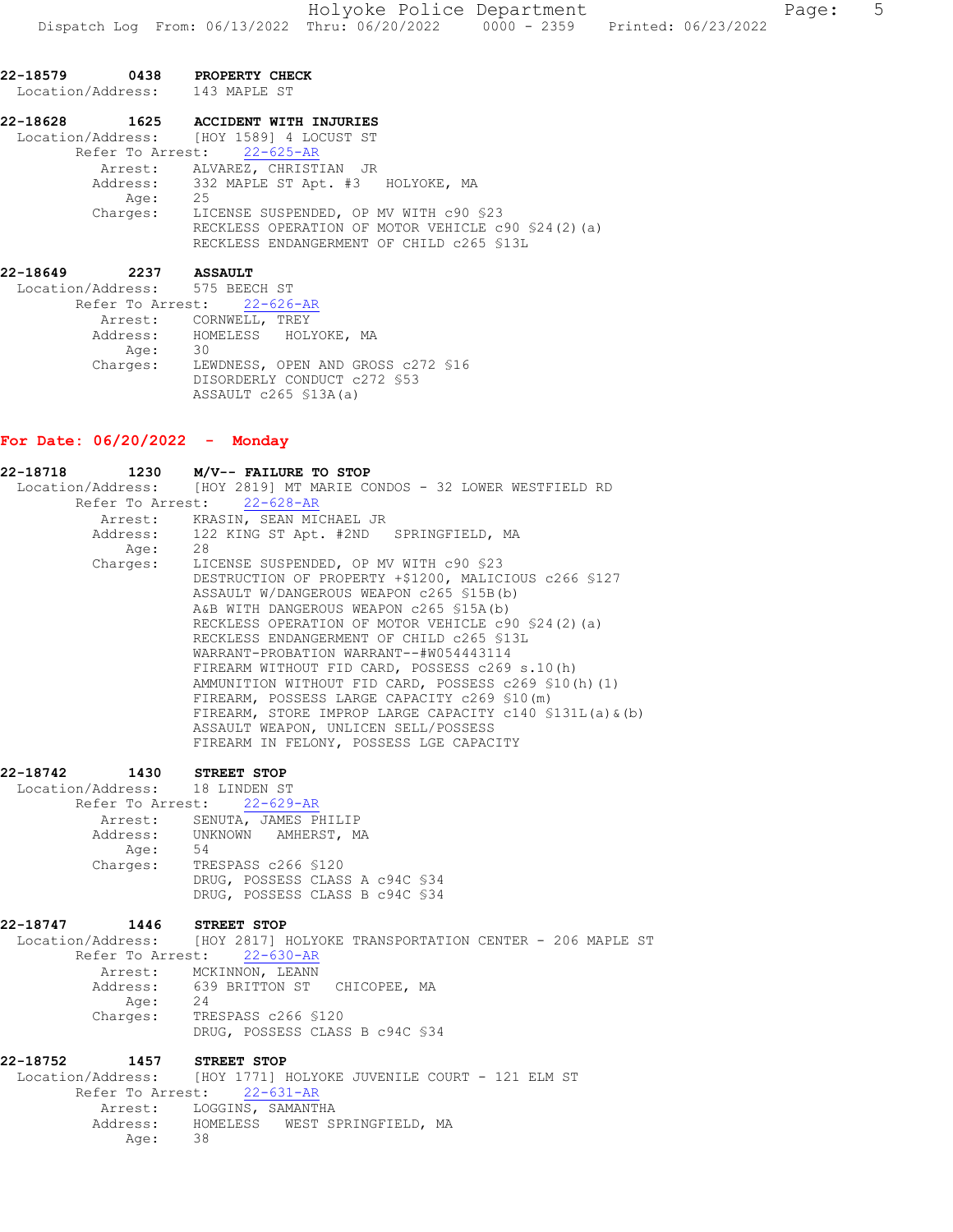22-18579 0438 **PROPERTY CHECK**
Location/Address: 143 MAPLE ST

22-18628 1625 **ACCIDENT WITH INJURIES**
Location/Address: [HOY 1589] 4 LOCUST ST
Refer To Arrest: 22-625-AR
Arrest: ALVAREZ, CHRISTIAN JR
Address: 332 MAPLE ST Apt. #3 HOLYOKE, MA
Age: 25
Charges: LICENSE SUSPENDED, OP MV WITH c90 §23
RECKLESS OPERATION OF MOTOR VEHICLE c90 §24(2)(a)
RECKLESS ENDANGERMENT OF CHILD c265 §13L

22-18649 2237 **ASSAULT**
Location/Address: 575 BEECH ST
Refer To Arrest: 22-626-AR
Arrest: CORNWELL, TREY
Address: HOMELESS HOLYOKE, MA
Age: 30
Charges: LEWDNESS, OPEN AND GROSS c272 §16
DISORDERLY CONDUCT c272 §53
ASSAULT c265 §13A(a)

## For Date: 06/20/2022 - Monday

22-18718 1230 **M/V-- FAILURE TO STOP**
Location/Address: [HOY 2819] MT MARIE CONDOS - 32 LOWER WESTFIELD RD
Refer To Arrest: 22-628-AR
Arrest: KRASIN, SEAN MICHAEL JR
Address: 122 KING ST Apt. #2ND SPRINGFIELD, MA
Age: 28
Charges: LICENSE SUSPENDED, OP MV WITH c90 §23
DESTRUCTION OF PROPERTY +$1200, MALICIOUS c266 §127
ASSAULT W/DANGEROUS WEAPON c265 §15B(b)
A&B WITH DANGEROUS WEAPON c265 §15A(b)
RECKLESS OPERATION OF MOTOR VEHICLE c90 §24(2)(a)
RECKLESS ENDANGERMENT OF CHILD c265 §13L
WARRANT-PROBATION WARRANT--#W054443114
FIREARM WITHOUT FID CARD, POSSESS c269 s.10(h)
AMMUNITION WITHOUT FID CARD, POSSESS c269 §10(h)(1)
FIREARM, POSSESS LARGE CAPACITY c269 §10(m)
FIREARM, STORE IMPROP LARGE CAPACITY c140 §131L(a)&(b)
ASSAULT WEAPON, UNLICEN SELL/POSSESS
FIREARM IN FELONY, POSSESS LGE CAPACITY

22-18742 1430 **STREET STOP**
Location/Address: 18 LINDEN ST
Refer To Arrest: 22-629-AR
Arrest: SENUTA, JAMES PHILIP
Address: UNKNOWN AMHERST, MA
Age: 54
Charges: TRESPASS c266 §120
DRUG, POSSESS CLASS A c94C §34
DRUG, POSSESS CLASS B c94C §34

22-18747 1446 **STREET STOP**
Location/Address: [HOY 2817] HOLYOKE TRANSPORTATION CENTER - 206 MAPLE ST
Refer To Arrest: 22-630-AR
Arrest: MCKINNON, LEANN
Address: 639 BRITTON ST CHICOPEE, MA
Age: 24
Charges: TRESPASS c266 §120
DRUG, POSSESS CLASS B c94C §34

22-18752 1457 **STREET STOP**
Location/Address: [HOY 1771] HOLYOKE JUVENILE COURT - 121 ELM ST
Refer To Arrest: 22-631-AR
Arrest: LOGGINS, SAMANTHA
Address: HOMELESS WEST SPRINGFIELD, MA
Age: 38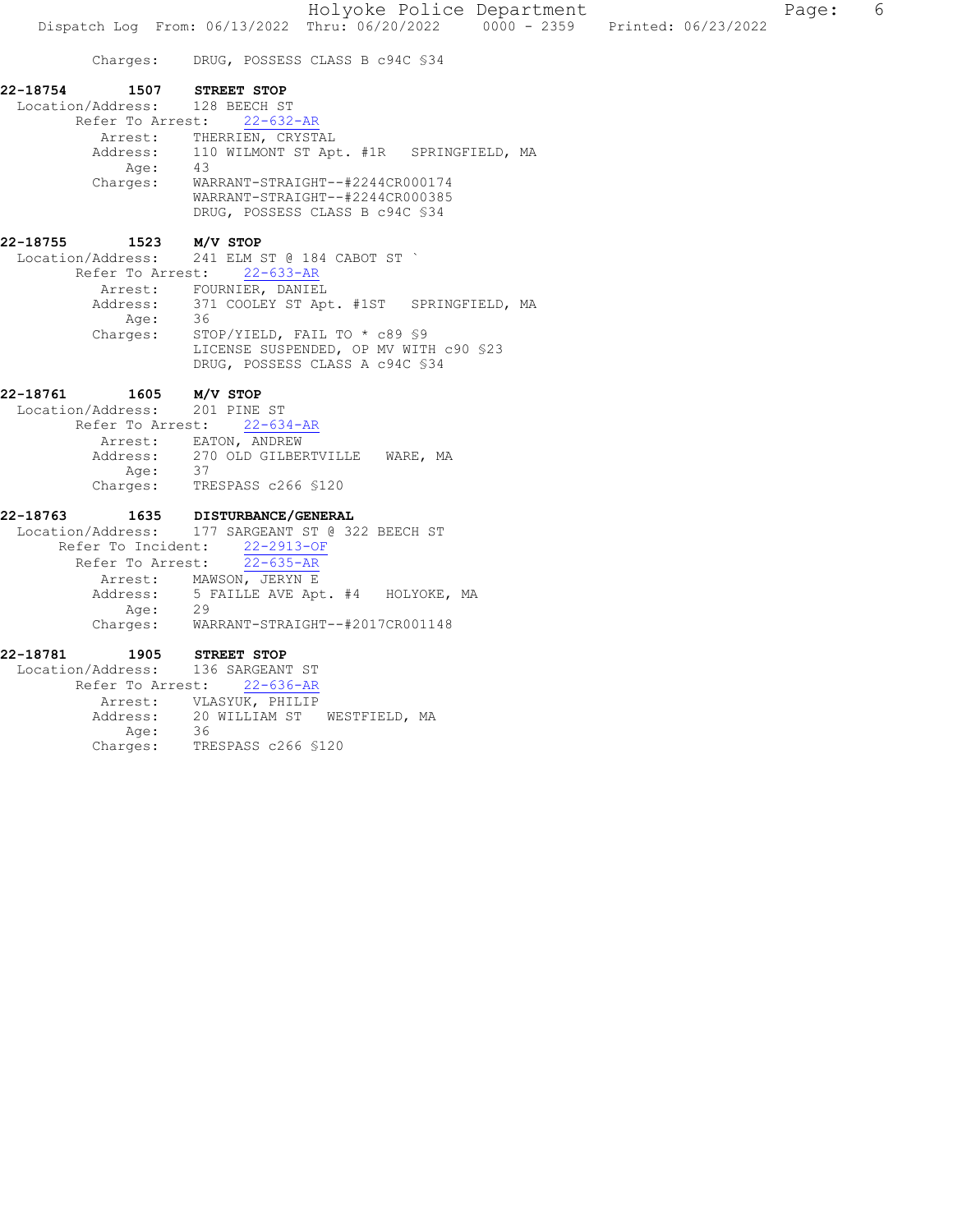Charges: DRUG, POSSESS CLASS B c94C §34

**22-18754 1507 STREET STOP**

Location/Address: 128 BEECH ST
Refer To Arrest: 22-632-AR
Arrest: THERRIEN, CRYSTAL
Address: 110 WILMONT ST Apt. #1R SPRINGFIELD, MA
Age: 43
Charges: WARRANT-STRAIGHT--#2244CR000174
WARRANT-STRAIGHT--#2244CR000385
DRUG, POSSESS CLASS B c94C §34

**22-18755 1523 M/V STOP**

Location/Address: 241 ELM ST @ 184 CABOT ST `
Refer To Arrest: 22-633-AR
Arrest: FOURNIER, DANIEL
Address: 371 COOLEY ST Apt. #1ST SPRINGFIELD, MA
Age: 36
Charges: STOP/YIELD, FAIL TO * c89 §9
LICENSE SUSPENDED, OP MV WITH c90 §23
DRUG, POSSESS CLASS A c94C §34

**22-18761 1605 M/V STOP**

Location/Address: 201 PINE ST
Refer To Arrest: 22-634-AR
Arrest: EATON, ANDREW
Address: 270 OLD GILBERTVILLE WARE, MA
Age: 37
Charges: TRESPASS c266 §120

**22-18763 1635 DISTURBANCE/GENERAL**

Location/Address: 177 SARGEANT ST @ 322 BEECH ST
Refer To Incident: 22-2913-OF
Refer To Arrest: 22-635-AR
Arrest: MAWSON, JERYN E
Address: 5 FAILLE AVE Apt. #4 HOLYOKE, MA
Age: 29
Charges: WARRANT-STRAIGHT--#2017CR001148

**22-18781 1905 STREET STOP**

Location/Address: 136 SARGEANT ST
Refer To Arrest: 22-636-AR
Arrest: VLASYUK, PHILIP
Address: 20 WILLIAM ST WESTFIELD, MA
Age: 36
Charges: TRESPASS c266 §120